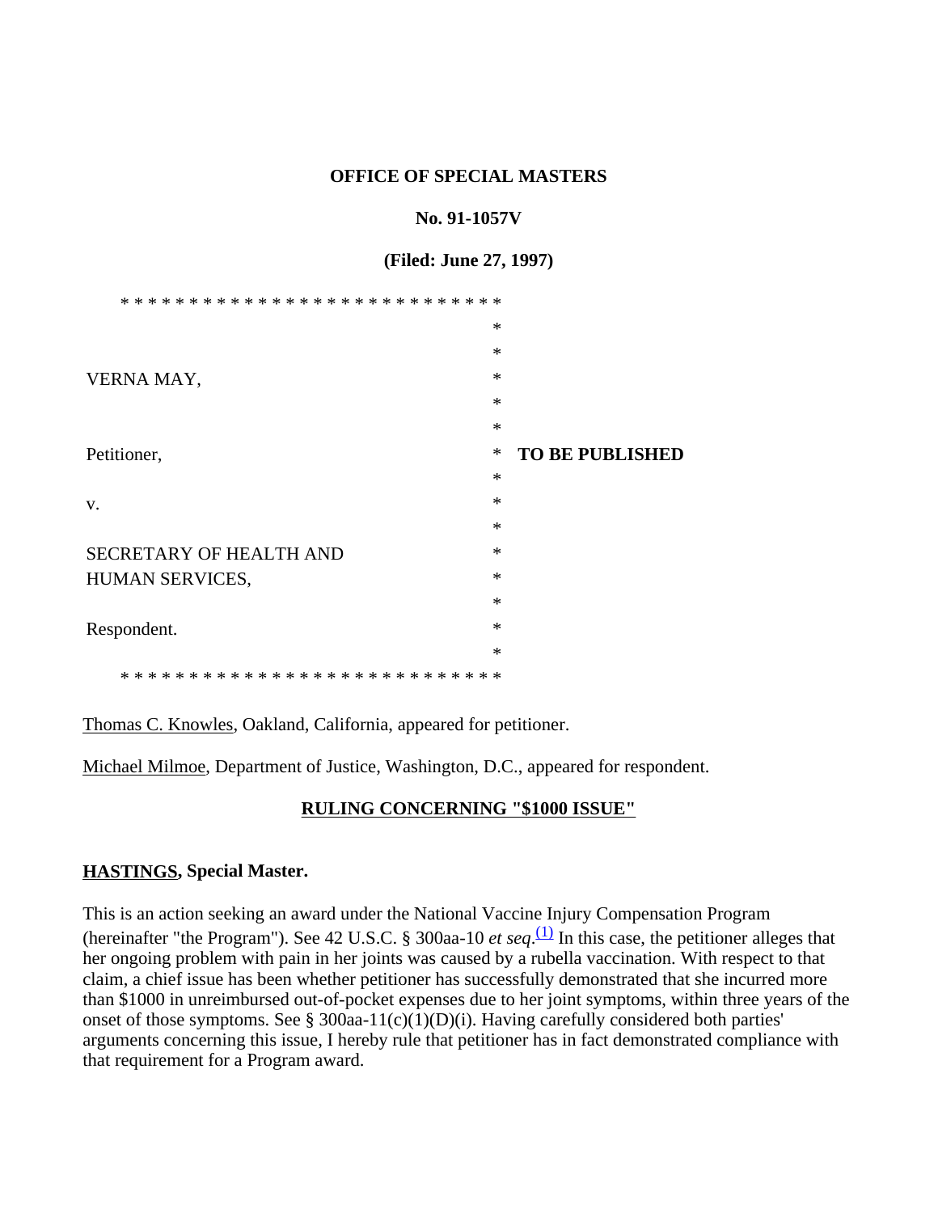**OFFICE OF SPECIAL MASTERS**

**No. 91-1057V**

**(Filed: June 27, 1997)**

VERNA MAY,

Petitioner,

v.

SECRETARY OF HEALTH AND HUMAN SERVICES,

Respondent.

**TO BE PUBLISHED**

Thomas C. Knowles, Oakland, California, appeared for petitioner.

Michael Milmoe, Department of Justice, Washington, D.C., appeared for respondent.

**RULING CONCERNING "$1000 ISSUE"**

**HASTINGS, Special Master.**

This is an action seeking an award under the National Vaccine Injury Compensation Program (hereinafter "the Program"). See 42 U.S.C. § 300aa-10 *et seq*.[(1)] In this case, the petitioner alleges that her ongoing problem with pain in her joints was caused by a rubella vaccination. With respect to that claim, a chief issue has been whether petitioner has successfully demonstrated that she incurred more than $1000 in unreimbursed out-of-pocket expenses due to her joint symptoms, within three years of the onset of those symptoms. See § 300aa-11(c)(1)(D)(i). Having carefully considered both parties' arguments concerning this issue, I hereby rule that petitioner has in fact demonstrated compliance with that requirement for a Program award.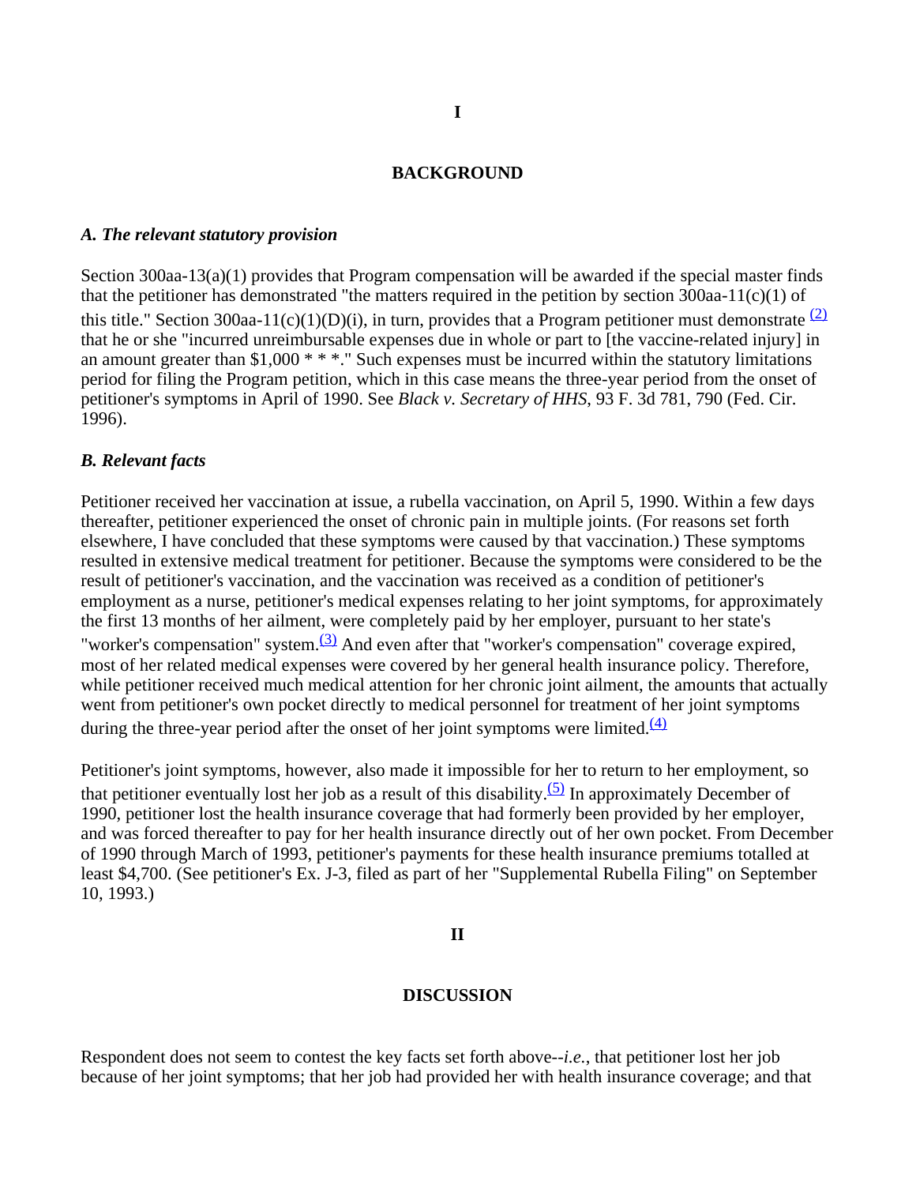# I

## BACKGROUND

### *A. The relevant statutory provision*

Section 300aa-13(a)(1) provides that Program compensation will be awarded if the special master finds that the petitioner has demonstrated "the matters required in the petition by section 300aa-11(c)(1) of this title." Section 300aa-11(c)(1)(D)(i), in turn, provides that a Program petitioner must demonstrate [(2)] that he or she "incurred unreimbursable expenses due in whole or part to [the vaccine-related injury] in an amount greater than $1,000 * * *." Such expenses must be incurred within the statutory limitations period for filing the Program petition, which in this case means the three-year period from the onset of petitioner's symptoms in April of 1990. See *Black v. Secretary of HHS*, 93 F. 3d 781, 790 (Fed. Cir. 1996).

### *B. Relevant facts*

Petitioner received her vaccination at issue, a rubella vaccination, on April 5, 1990. Within a few days thereafter, petitioner experienced the onset of chronic pain in multiple joints. (For reasons set forth elsewhere, I have concluded that these symptoms were caused by that vaccination.) These symptoms resulted in extensive medical treatment for petitioner. Because the symptoms were considered to be the result of petitioner's vaccination, and the vaccination was received as a condition of petitioner's employment as a nurse, petitioner's medical expenses relating to her joint symptoms, for approximately the first 13 months of her ailment, were completely paid by her employer, pursuant to her state's "worker's compensation" system.[(3)] And even after that "worker's compensation" coverage expired, most of her related medical expenses were covered by her general health insurance policy. Therefore, while petitioner received much medical attention for her chronic joint ailment, the amounts that actually went from petitioner's own pocket directly to medical personnel for treatment of her joint symptoms during the three-year period after the onset of her joint symptoms were limited.[(4)]

Petitioner's joint symptoms, however, also made it impossible for her to return to her employment, so that petitioner eventually lost her job as a result of this disability.[(5)] In approximately December of 1990, petitioner lost the health insurance coverage that had formerly been provided by her employer, and was forced thereafter to pay for her health insurance directly out of her own pocket. From December of 1990 through March of 1993, petitioner's payments for these health insurance premiums totalled at least $4,700. (See petitioner's Ex. J-3, filed as part of her "Supplemental Rubella Filing" on September 10, 1993.)

# II

## DISCUSSION

Respondent does not seem to contest the key facts set forth above--*i.e.*, that petitioner lost her job because of her joint symptoms; that her job had provided her with health insurance coverage; and that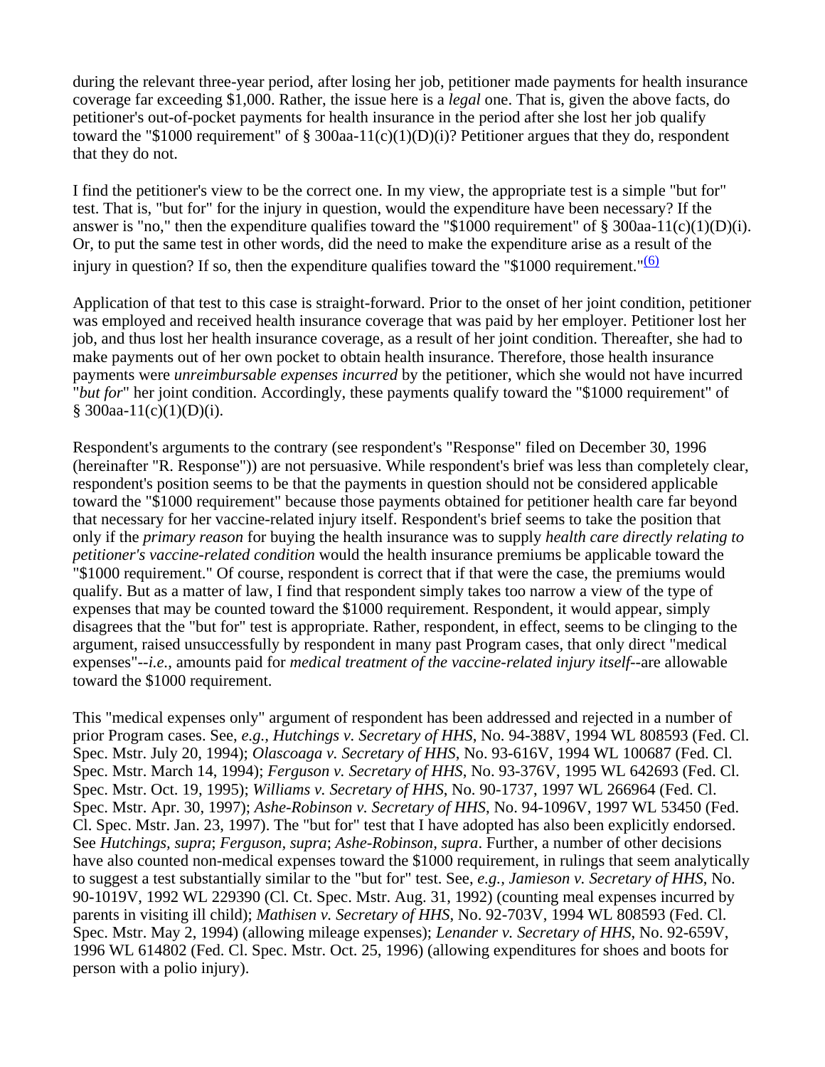during the relevant three-year period, after losing her job, petitioner made payments for health insurance coverage far exceeding $1,000. Rather, the issue here is a *legal* one. That is, given the above facts, do petitioner's out-of-pocket payments for health insurance in the period after she lost her job qualify toward the "$1000 requirement" of § 300aa-11(c)(1)(D)(i)? Petitioner argues that they do, respondent that they do not.

I find the petitioner's view to be the correct one. In my view, the appropriate test is a simple "but for" test. That is, "but for" for the injury in question, would the expenditure have been necessary? If the answer is "no," then the expenditure qualifies toward the "$1000 requirement" of § 300aa-11(c)(1)(D)(i). Or, to put the same test in other words, did the need to make the expenditure arise as a result of the injury in question? If so, then the expenditure qualifies toward the "$1000 requirement."[(6)]

Application of that test to this case is straight-forward. Prior to the onset of her joint condition, petitioner was employed and received health insurance coverage that was paid by her employer. Petitioner lost her job, and thus lost her health insurance coverage, as a result of her joint condition. Thereafter, she had to make payments out of her own pocket to obtain health insurance. Therefore, those health insurance payments were *unreimbursable expenses incurred* by the petitioner, which she would not have incurred "*but for*" her joint condition. Accordingly, these payments qualify toward the "$1000 requirement" of § 300aa-11(c)(1)(D)(i).

Respondent's arguments to the contrary (see respondent's "Response" filed on December 30, 1996 (hereinafter "R. Response")) are not persuasive. While respondent's brief was less than completely clear, respondent's position seems to be that the payments in question should not be considered applicable toward the "$1000 requirement" because those payments obtained for petitioner health care far beyond that necessary for her vaccine-related injury itself. Respondent's brief seems to take the position that only if the *primary reason* for buying the health insurance was to supply *health care directly relating to petitioner's vaccine-related condition* would the health insurance premiums be applicable toward the "$1000 requirement." Of course, respondent is correct that if that were the case, the premiums would qualify. But as a matter of law, I find that respondent simply takes too narrow a view of the type of expenses that may be counted toward the $1000 requirement. Respondent, it would appear, simply disagrees that the "but for" test is appropriate. Rather, respondent, in effect, seems to be clinging to the argument, raised unsuccessfully by respondent in many past Program cases, that only direct "medical expenses"--*i.e.,* amounts paid for *medical treatment of the vaccine-related injury itself*--are allowable toward the $1000 requirement.

This "medical expenses only" argument of respondent has been addressed and rejected in a number of prior Program cases. See, *e.g., Hutchings v. Secretary of HHS*, No. 94-388V, 1994 WL 808593 (Fed. Cl. Spec. Mstr. July 20, 1994); *Olascoaga v. Secretary of HHS*, No. 93-616V, 1994 WL 100687 (Fed. Cl. Spec. Mstr. March 14, 1994); *Ferguson v. Secretary of HHS*, No. 93-376V, 1995 WL 642693 (Fed. Cl. Spec. Mstr. Oct. 19, 1995); *Williams v. Secretary of HHS*, No. 90-1737, 1997 WL 266964 (Fed. Cl. Spec. Mstr. Apr. 30, 1997); *Ashe-Robinson v. Secretary of HHS*, No. 94-1096V, 1997 WL 53450 (Fed. Cl. Spec. Mstr. Jan. 23, 1997). The "but for" test that I have adopted has also been explicitly endorsed. See *Hutchings, supra*; *Ferguson, supra*; *Ashe-Robinson, supra*. Further, a number of other decisions have also counted non-medical expenses toward the $1000 requirement, in rulings that seem analytically to suggest a test substantially similar to the "but for" test. See, *e.g., Jamieson v. Secretary of HHS*, No. 90-1019V, 1992 WL 229390 (Cl. Ct. Spec. Mstr. Aug. 31, 1992) (counting meal expenses incurred by parents in visiting ill child); *Mathisen v. Secretary of HHS*, No. 92-703V, 1994 WL 808593 (Fed. Cl. Spec. Mstr. May 2, 1994) (allowing mileage expenses); *Lenander v. Secretary of HHS*, No. 92-659V, 1996 WL 614802 (Fed. Cl. Spec. Mstr. Oct. 25, 1996) (allowing expenditures for shoes and boots for person with a polio injury).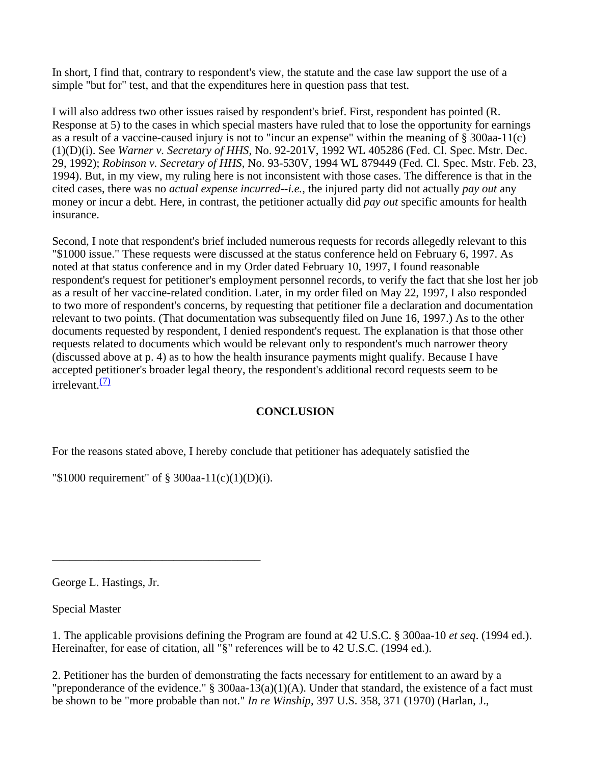In short, I find that, contrary to respondent's view, the statute and the case law support the use of a simple "but for" test, and that the expenditures here in question pass that test.

I will also address two other issues raised by respondent's brief. First, respondent has pointed (R. Response at 5) to the cases in which special masters have ruled that to lose the opportunity for earnings as a result of a vaccine-caused injury is not to "incur an expense" within the meaning of § 300aa-11(c)(1)(D)(i). See *Warner v. Secretary of HHS*, No. 92-201V, 1992 WL 405286 (Fed. Cl. Spec. Mstr. Dec. 29, 1992); *Robinson v. Secretary of HHS*, No. 93-530V, 1994 WL 879449 (Fed. Cl. Spec. Mstr. Feb. 23, 1994). But, in my view, my ruling here is not inconsistent with those cases. The difference is that in the cited cases, there was no *actual expense incurred--i.e.*, the injured party did not actually *pay out* any money or incur a debt. Here, in contrast, the petitioner actually did *pay out* specific amounts for health insurance.

Second, I note that respondent's brief included numerous requests for records allegedly relevant to this "$1000 issue." These requests were discussed at the status conference held on February 6, 1997. As noted at that status conference and in my Order dated February 10, 1997, I found reasonable respondent's request for petitioner's employment personnel records, to verify the fact that she lost her job as a result of her vaccine-related condition. Later, in my order filed on May 22, 1997, I also responded to two more of respondent's concerns, by requesting that petitioner file a declaration and documentation relevant to two points. (That documentation was subsequently filed on June 16, 1997.) As to the other documents requested by respondent, I denied respondent's request. The explanation is that those other requests related to documents which would be relevant only to respondent's much narrower theory (discussed above at p. 4) as to how the health insurance payments might qualify. Because I have accepted petitioner's broader legal theory, the respondent's additional record requests seem to be irrelevant.[(7)]

## CONCLUSION

For the reasons stated above, I hereby conclude that petitioner has adequately satisfied the

"$1000 requirement" of § 300aa-11(c)(1)(D)(i).

______________________________________

George L. Hastings, Jr.

Special Master

1. The applicable provisions defining the Program are found at 42 U.S.C. § 300aa-10 *et seq*. (1994 ed.). Hereinafter, for ease of citation, all "§" references will be to 42 U.S.C. (1994 ed.).

2. Petitioner has the burden of demonstrating the facts necessary for entitlement to an award by a "preponderance of the evidence." § 300aa-13(a)(1)(A). Under that standard, the existence of a fact must be shown to be "more probable than not." *In re Winship*, 397 U.S. 358, 371 (1970) (Harlan, J.,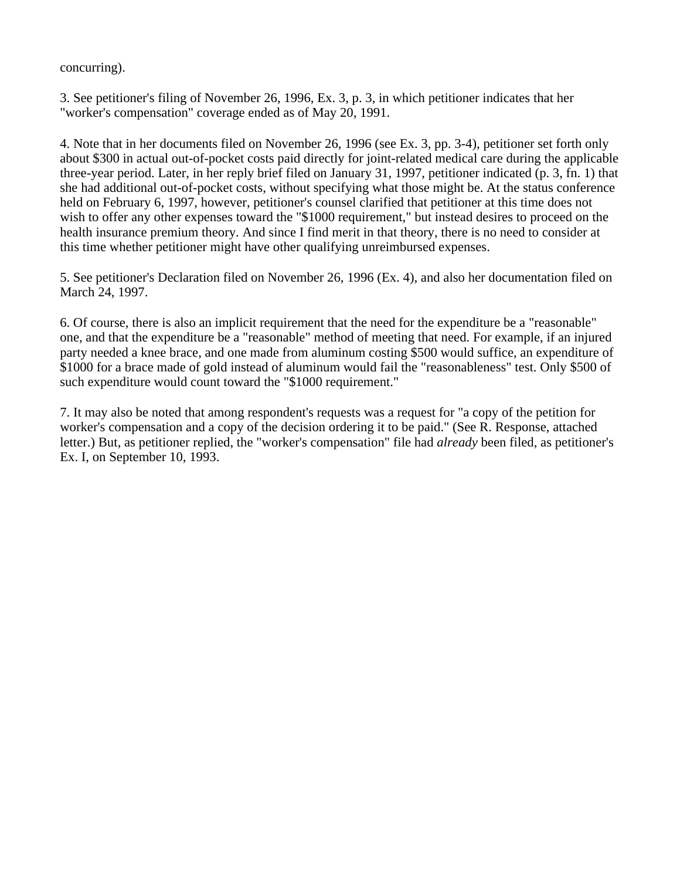concurring).

3. See petitioner's filing of November 26, 1996, Ex. 3, p. 3, in which petitioner indicates that her "worker's compensation" coverage ended as of May 20, 1991.

4. Note that in her documents filed on November 26, 1996 (see Ex. 3, pp. 3-4), petitioner set forth only about $300 in actual out-of-pocket costs paid directly for joint-related medical care during the applicable three-year period. Later, in her reply brief filed on January 31, 1997, petitioner indicated (p. 3, fn. 1) that she had additional out-of-pocket costs, without specifying what those might be. At the status conference held on February 6, 1997, however, petitioner's counsel clarified that petitioner at this time does not wish to offer any other expenses toward the "$1000 requirement," but instead desires to proceed on the health insurance premium theory. And since I find merit in that theory, there is no need to consider at this time whether petitioner might have other qualifying unreimbursed expenses.

5. See petitioner's Declaration filed on November 26, 1996 (Ex. 4), and also her documentation filed on March 24, 1997.

6. Of course, there is also an implicit requirement that the need for the expenditure be a "reasonable" one, and that the expenditure be a "reasonable" method of meeting that need. For example, if an injured party needed a knee brace, and one made from aluminum costing $500 would suffice, an expenditure of $1000 for a brace made of gold instead of aluminum would fail the "reasonableness" test. Only $500 of such expenditure would count toward the "$1000 requirement."

7. It may also be noted that among respondent's requests was a request for "a copy of the petition for worker's compensation and a copy of the decision ordering it to be paid." (See R. Response, attached letter.) But, as petitioner replied, the "worker's compensation" file had *already* been filed, as petitioner's Ex. I, on September 10, 1993.